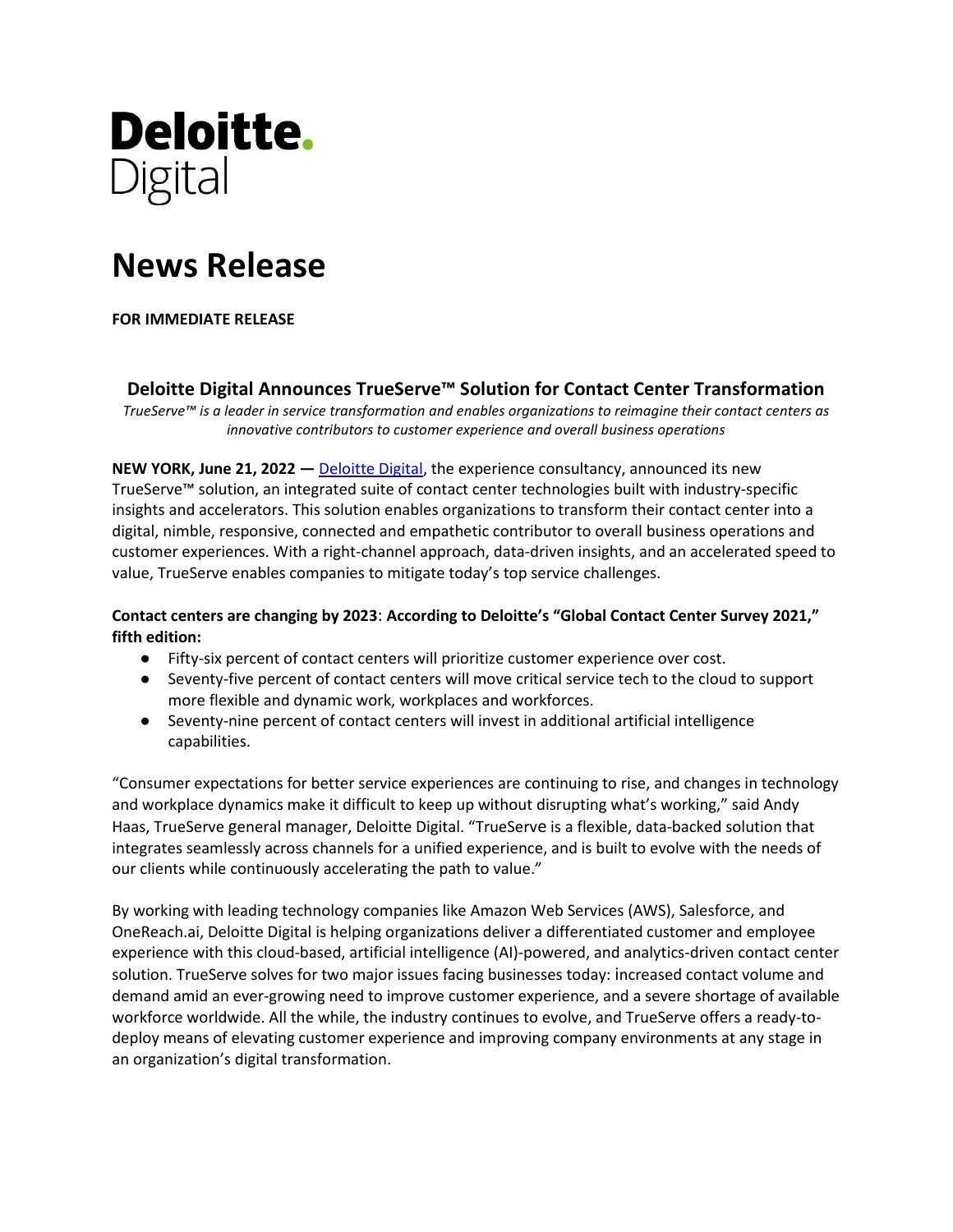**Deloitte.**
Digital

# News Release

**FOR IMMEDIATE RELEASE**

## Deloitte Digital Announces TrueServe™ Solution for Contact Center Transformation

*TrueServe™ is a leader in service transformation and enables organizations to reimagine their contact centers as innovative contributors to customer experience and overall business operations*

**NEW YORK, June 21, 2022 —** Deloitte Digital, the experience consultancy, announced its new TrueServe™ solution, an integrated suite of contact center technologies built with industry-specific insights and accelerators. This solution enables organizations to transform their contact center into a digital, nimble, responsive, connected and empathetic contributor to overall business operations and customer experiences. With a right-channel approach, data-driven insights, and an accelerated speed to value, TrueServe enables companies to mitigate today's top service challenges.

**Contact centers are changing by 2023: According to Deloitte's "Global Contact Center Survey 2021," fifth edition:**

- Fifty-six percent of contact centers will prioritize customer experience over cost.
- Seventy-five percent of contact centers will move critical service tech to the cloud to support more flexible and dynamic work, workplaces and workforces.
- Seventy-nine percent of contact centers will invest in additional artificial intelligence capabilities.

"Consumer expectations for better service experiences are continuing to rise, and changes in technology and workplace dynamics make it difficult to keep up without disrupting what's working," said Andy Haas, TrueServe general manager, Deloitte Digital. "TrueServe is a flexible, data-backed solution that integrates seamlessly across channels for a unified experience, and is built to evolve with the needs of our clients while continuously accelerating the path to value."

By working with leading technology companies like Amazon Web Services (AWS), Salesforce, and OneReach.ai, Deloitte Digital is helping organizations deliver a differentiated customer and employee experience with this cloud-based, artificial intelligence (AI)-powered, and analytics-driven contact center solution. TrueServe solves for two major issues facing businesses today: increased contact volume and demand amid an ever-growing need to improve customer experience, and a severe shortage of available workforce worldwide. All the while, the industry continues to evolve, and TrueServe offers a ready-to-deploy means of elevating customer experience and improving company environments at any stage in an organization's digital transformation.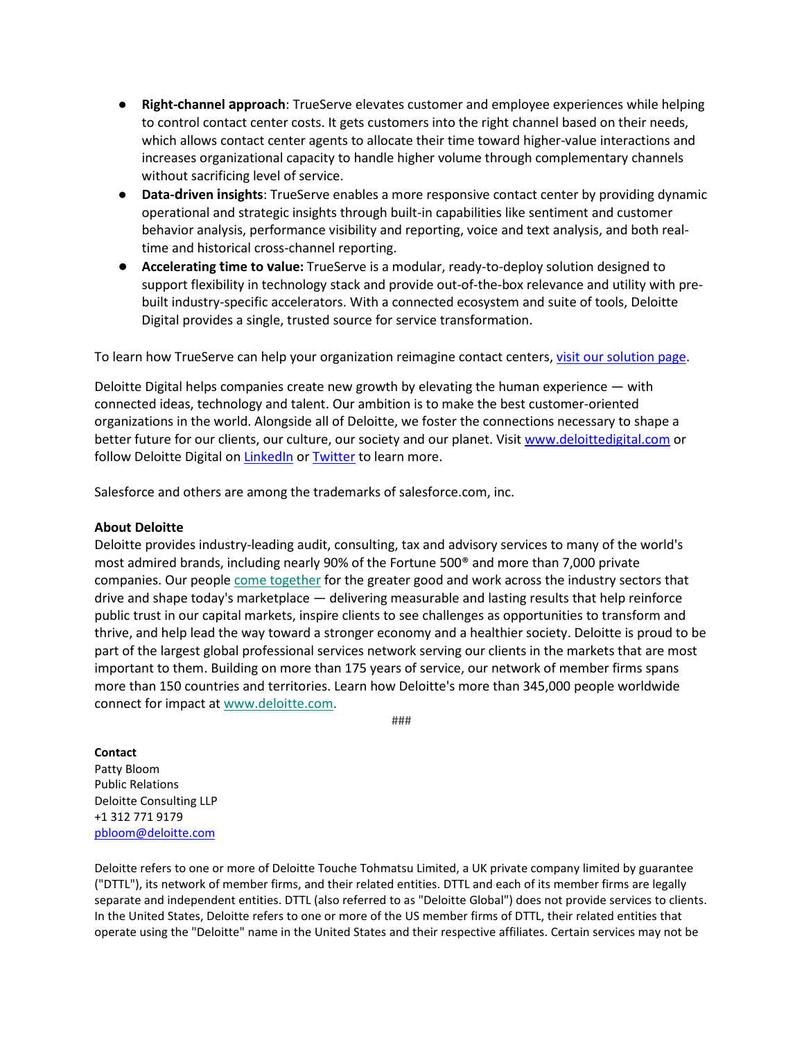- **Right-channel approach**: TrueServe elevates customer and employee experiences while helping to control contact center costs. It gets customers into the right channel based on their needs, which allows contact center agents to allocate their time toward higher-value interactions and increases organizational capacity to handle higher volume through complementary channels without sacrificing level of service.
- **Data-driven insights**: TrueServe enables a more responsive contact center by providing dynamic operational and strategic insights through built-in capabilities like sentiment and customer behavior analysis, performance visibility and reporting, voice and text analysis, and both real-time and historical cross-channel reporting.
- **Accelerating time to value:** TrueServe is a modular, ready-to-deploy solution designed to support flexibility in technology stack and provide out-of-the-box relevance and utility with pre-built industry-specific accelerators. With a connected ecosystem and suite of tools, Deloitte Digital provides a single, trusted source for service transformation.

To learn how TrueServe can help your organization reimagine contact centers, visit our solution page.

Deloitte Digital helps companies create new growth by elevating the human experience — with connected ideas, technology and talent. Our ambition is to make the best customer-oriented organizations in the world. Alongside all of Deloitte, we foster the connections necessary to shape a better future for our clients, our culture, our society and our planet. Visit www.deloittedigital.com or follow Deloitte Digital on LinkedIn or Twitter to learn more.

Salesforce and others are among the trademarks of salesforce.com, inc.

**About Deloitte**
Deloitte provides industry-leading audit, consulting, tax and advisory services to many of the world's most admired brands, including nearly 90% of the Fortune 500® and more than 7,000 private companies. Our people come together for the greater good and work across the industry sectors that drive and shape today's marketplace — delivering measurable and lasting results that help reinforce public trust in our capital markets, inspire clients to see challenges as opportunities to transform and thrive, and help lead the way toward a stronger economy and a healthier society. Deloitte is proud to be part of the largest global professional services network serving our clients in the markets that are most important to them. Building on more than 175 years of service, our network of member firms spans more than 150 countries and territories. Learn how Deloitte's more than 345,000 people worldwide connect for impact at www.deloitte.com.

###

**Contact**
Patty Bloom
Public Relations
Deloitte Consulting LLP
+1 312 771 9179
pbloom@deloitte.com

Deloitte refers to one or more of Deloitte Touche Tohmatsu Limited, a UK private company limited by guarantee ("DTTL"), its network of member firms, and their related entities. DTTL and each of its member firms are legally separate and independent entities. DTTL (also referred to as "Deloitte Global") does not provide services to clients. In the United States, Deloitte refers to one or more of the US member firms of DTTL, their related entities that operate using the "Deloitte" name in the United States and their respective affiliates. Certain services may not be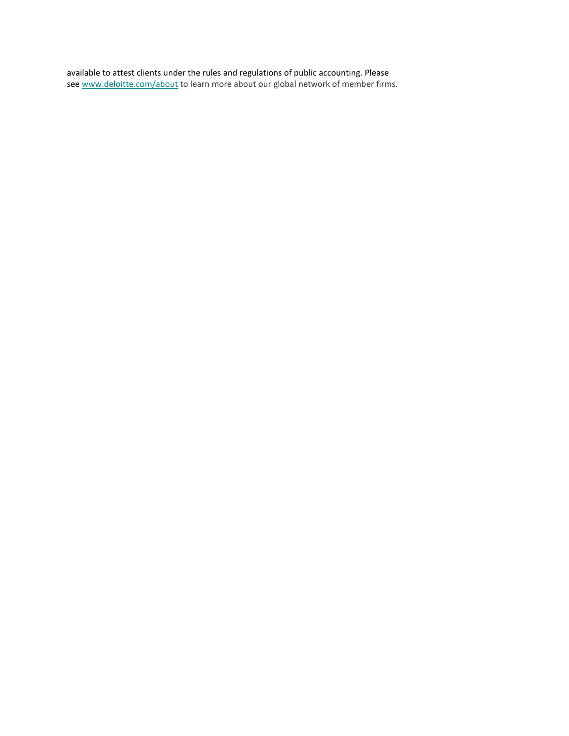available to attest clients under the rules and regulations of public accounting. Please see [www.deloitte.com/about](http://www.deloitte.com/about) to learn more about our global network of member firms.